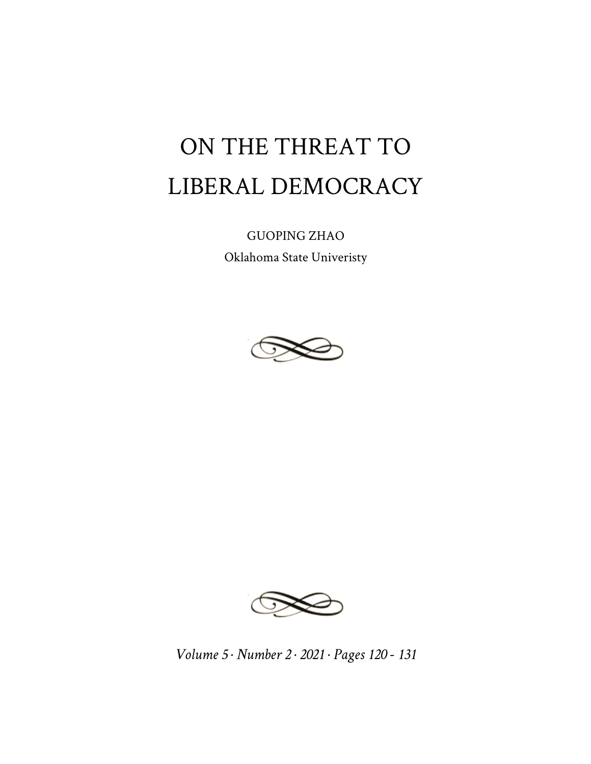# ON THE THREAT TO LIBERAL DEMOCRACY

GUOPING ZHAO

Oklahoma State Univeristy

*Volume 5 · Number 2 · 2021 · Pages 120 - 131*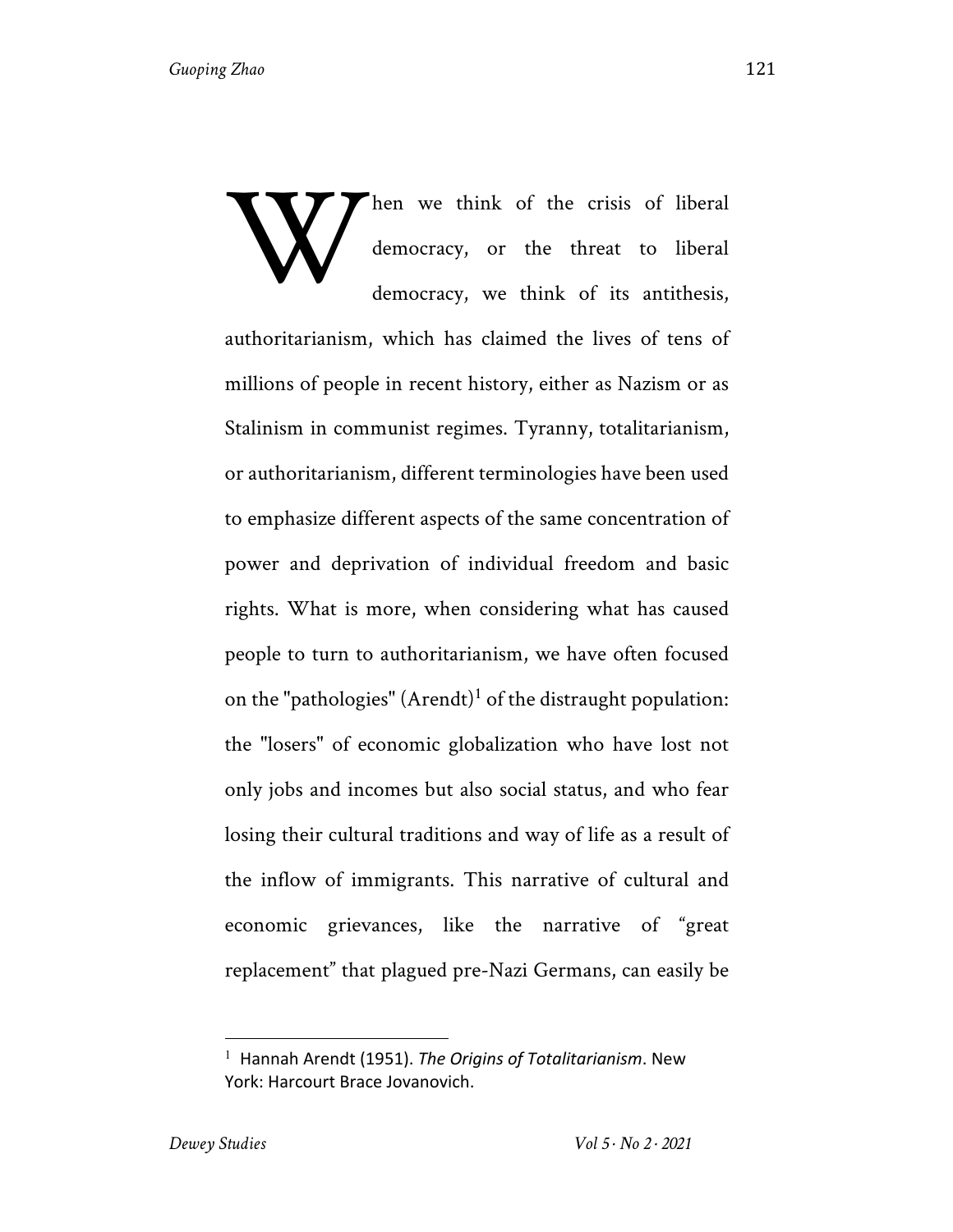When we think of the crisis of liberal democracy, or the threat to liberal democracy, we think of its antithesis, authoritarianism, which has claimed the lives of tens of millions of people in recent history, either as Nazism or as Stalinism in communist regimes. Tyranny, totalitarianism, or authoritarianism, different terminologies have been used to emphasize different aspects of the same concentration of power and deprivation of individual freedom and basic rights. What is more, when considering what has caused people to turn to authoritarianism, we have often focused on the "pathologies" (Arendt)[1] of the distraught population: the "losers" of economic globalization who have lost not only jobs and incomes but also social status, and who fear losing their cultural traditions and way of life as a result of the inflow of immigrants. This narrative of cultural and economic grievances, like the narrative of "great replacement" that plagued pre-Nazi Germans, can easily be

---

[1] Hannah Arendt (1951). *The Origins of Totalitarianism*. New York: Harcourt Brace Jovanovich.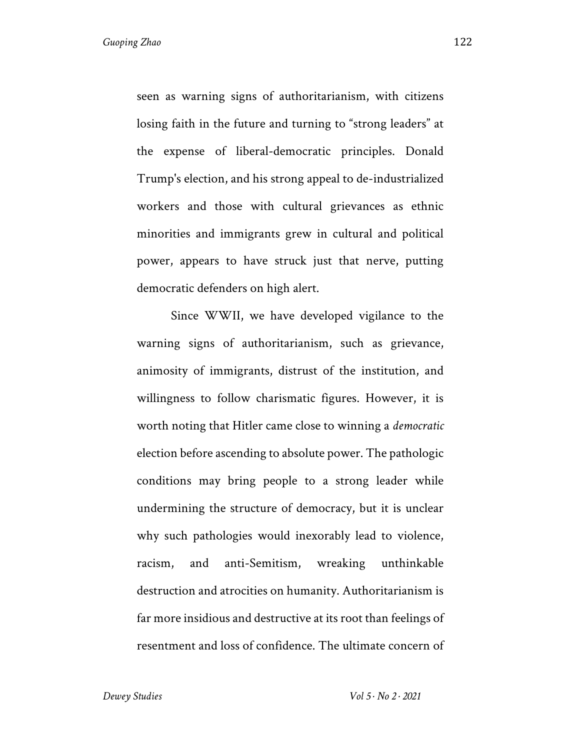seen as warning signs of authoritarianism, with citizens losing faith in the future and turning to "strong leaders" at the expense of liberal-democratic principles. Donald Trump's election, and his strong appeal to de-industrialized workers and those with cultural grievances as ethnic minorities and immigrants grew in cultural and political power, appears to have struck just that nerve, putting democratic defenders on high alert.

Since WWII, we have developed vigilance to the warning signs of authoritarianism, such as grievance, animosity of immigrants, distrust of the institution, and willingness to follow charismatic figures. However, it is worth noting that Hitler came close to winning a *democratic* election before ascending to absolute power. The pathologic conditions may bring people to a strong leader while undermining the structure of democracy, but it is unclear why such pathologies would inexorably lead to violence, racism, and anti-Semitism, wreaking unthinkable destruction and atrocities on humanity. Authoritarianism is far more insidious and destructive at its root than feelings of resentment and loss of confidence. The ultimate concern of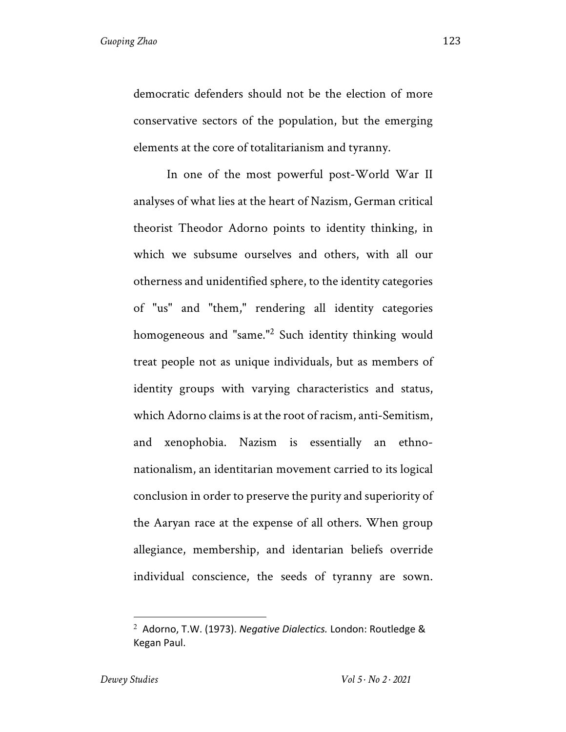democratic defenders should not be the election of more conservative sectors of the population, but the emerging elements at the core of totalitarianism and tyranny.

In one of the most powerful post-World War II analyses of what lies at the heart of Nazism, German critical theorist Theodor Adorno points to identity thinking, in which we subsume ourselves and others, with all our otherness and unidentified sphere, to the identity categories of "us" and "them," rendering all identity categories homogeneous and "same."[2] Such identity thinking would treat people not as unique individuals, but as members of identity groups with varying characteristics and status, which Adorno claims is at the root of racism, anti-Semitism, and xenophobia. Nazism is essentially an ethno-nationalism, an identitarian movement carried to its logical conclusion in order to preserve the purity and superiority of the Aaryan race at the expense of all others. When group allegiance, membership, and identarian beliefs override individual conscience, the seeds of tyranny are sown.

---

[2] Adorno, T.W. (1973). *Negative Dialectics.* London: Routledge & Kegan Paul.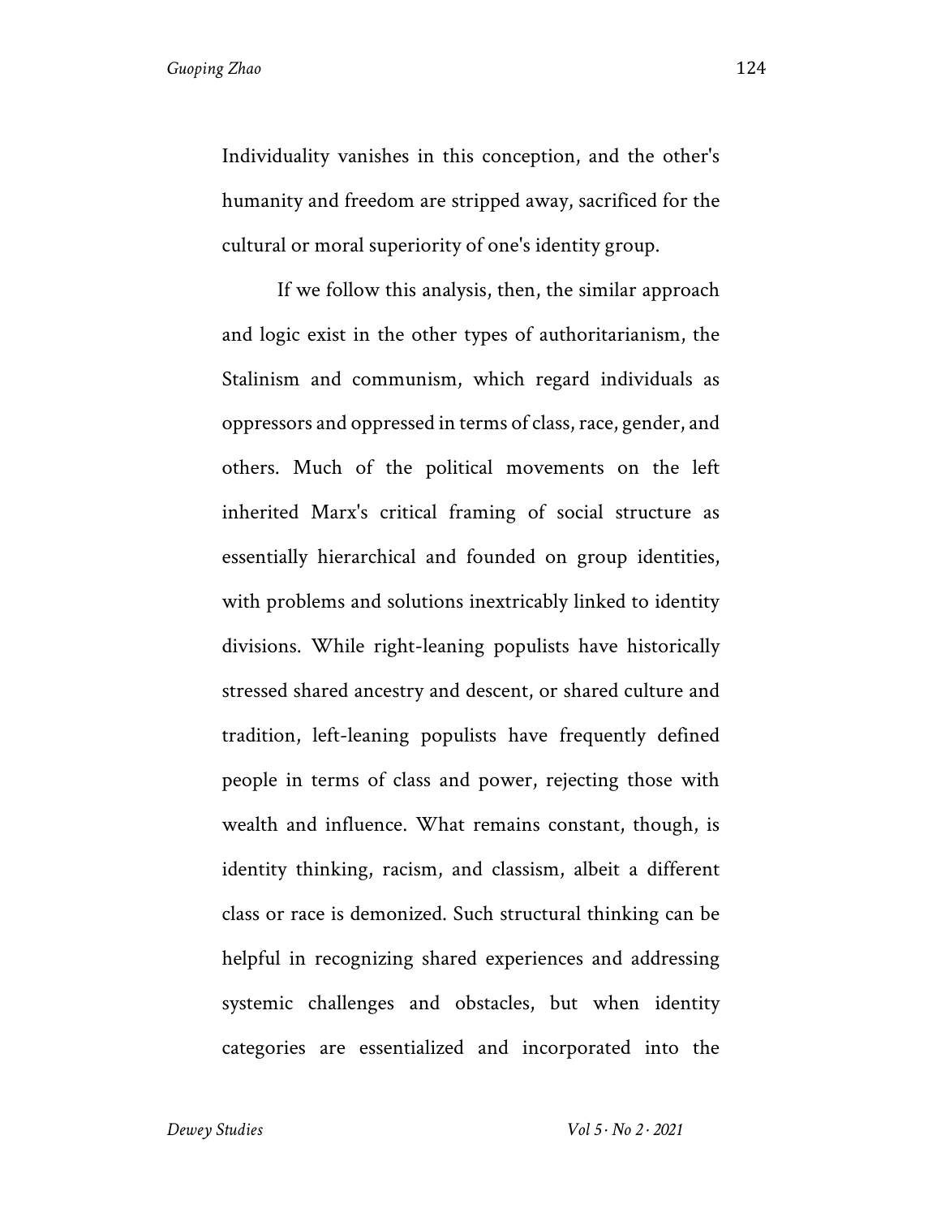Individuality vanishes in this conception, and the other's humanity and freedom are stripped away, sacrificed for the cultural or moral superiority of one's identity group.

If we follow this analysis, then, the similar approach and logic exist in the other types of authoritarianism, the Stalinism and communism, which regard individuals as oppressors and oppressed in terms of class, race, gender, and others. Much of the political movements on the left inherited Marx's critical framing of social structure as essentially hierarchical and founded on group identities, with problems and solutions inextricably linked to identity divisions. While right-leaning populists have historically stressed shared ancestry and descent, or shared culture and tradition, left-leaning populists have frequently defined people in terms of class and power, rejecting those with wealth and influence. What remains constant, though, is identity thinking, racism, and classism, albeit a different class or race is demonized. Such structural thinking can be helpful in recognizing shared experiences and addressing systemic challenges and obstacles, but when identity categories are essentialized and incorporated into the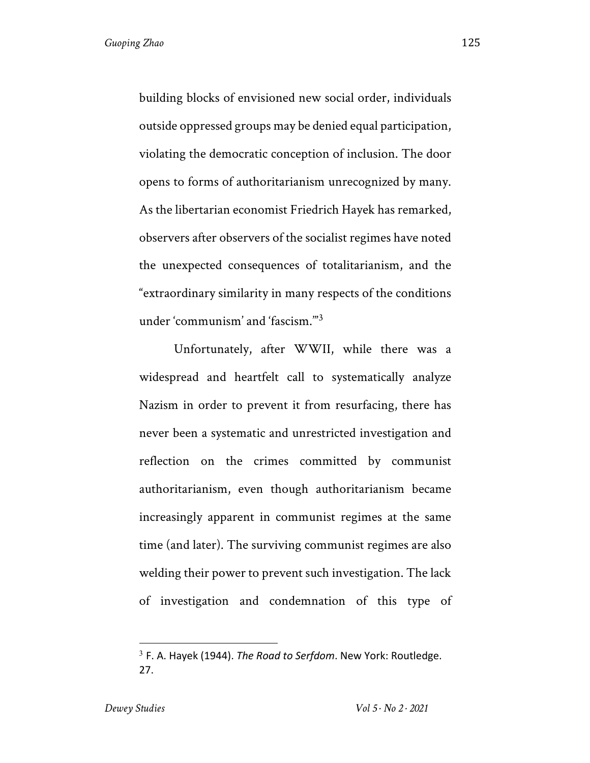building blocks of envisioned new social order, individuals outside oppressed groups may be denied equal participation, violating the democratic conception of inclusion. The door opens to forms of authoritarianism unrecognized by many. As the libertarian economist Friedrich Hayek has remarked, observers after observers of the socialist regimes have noted the unexpected consequences of totalitarianism, and the "extraordinary similarity in many respects of the conditions under 'communism' and 'fascism.'"[3]

Unfortunately, after WWII, while there was a widespread and heartfelt call to systematically analyze Nazism in order to prevent it from resurfacing, there has never been a systematic and unrestricted investigation and reflection on the crimes committed by communist authoritarianism, even though authoritarianism became increasingly apparent in communist regimes at the same time (and later). The surviving communist regimes are also welding their power to prevent such investigation. The lack of investigation and condemnation of this type of

---

[3] F. A. Hayek (1944). *The Road to Serfdom*. New York: Routledge. 27.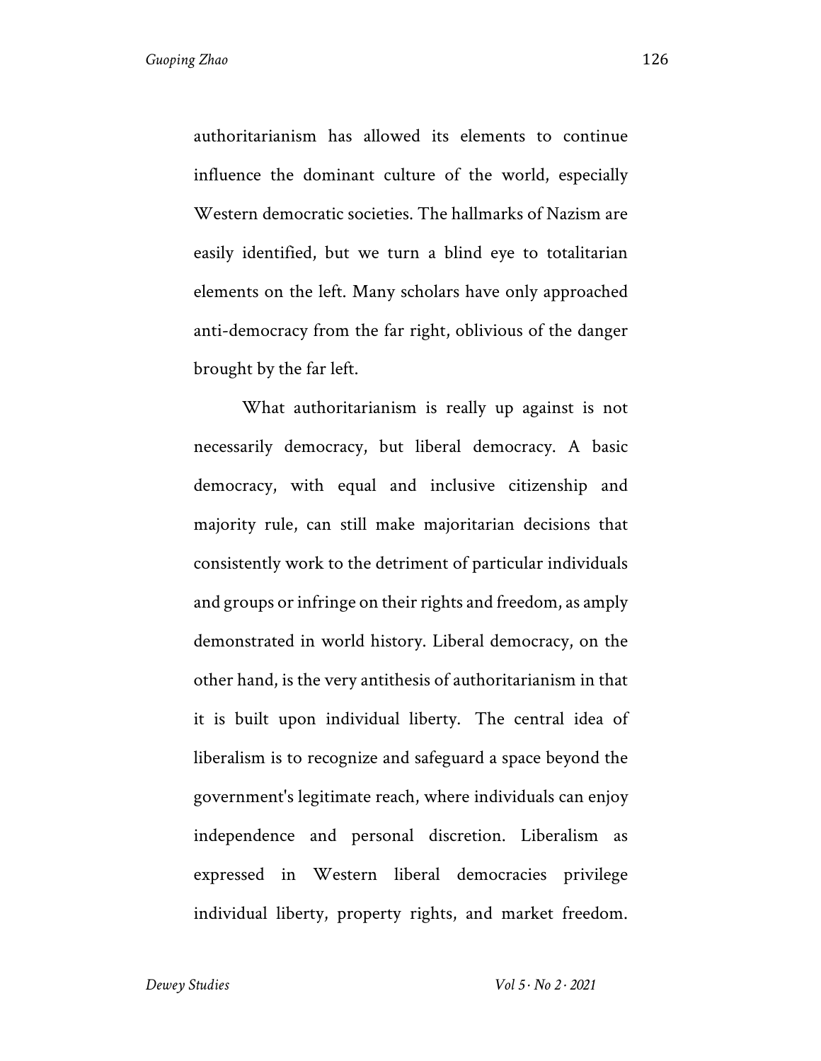authoritarianism has allowed its elements to continue influence the dominant culture of the world, especially Western democratic societies. The hallmarks of Nazism are easily identified, but we turn a blind eye to totalitarian elements on the left. Many scholars have only approached anti-democracy from the far right, oblivious of the danger brought by the far left.

What authoritarianism is really up against is not necessarily democracy, but liberal democracy. A basic democracy, with equal and inclusive citizenship and majority rule, can still make majoritarian decisions that consistently work to the detriment of particular individuals and groups or infringe on their rights and freedom, as amply demonstrated in world history. Liberal democracy, on the other hand, is the very antithesis of authoritarianism in that it is built upon individual liberty. The central idea of liberalism is to recognize and safeguard a space beyond the government's legitimate reach, where individuals can enjoy independence and personal discretion. Liberalism as expressed in Western liberal democracies privilege individual liberty, property rights, and market freedom.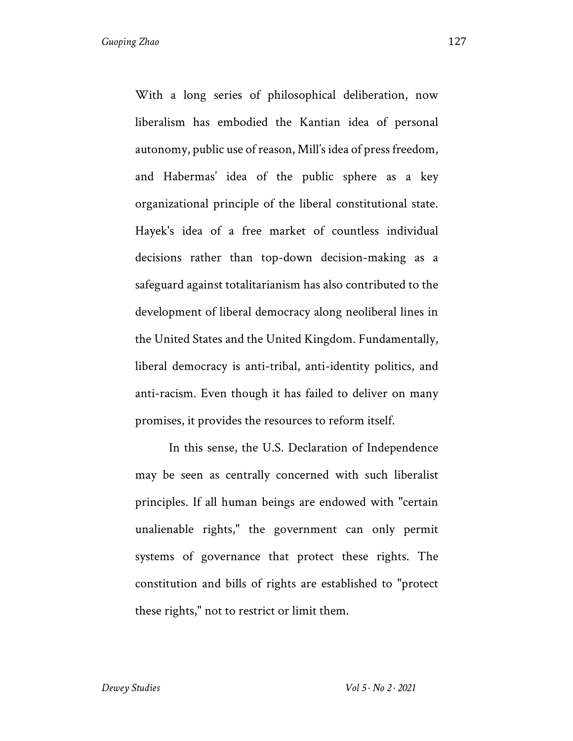With a long series of philosophical deliberation, now liberalism has embodied the Kantian idea of personal autonomy, public use of reason, Mill's idea of press freedom, and Habermas' idea of the public sphere as a key organizational principle of the liberal constitutional state. Hayek's idea of a free market of countless individual decisions rather than top-down decision-making as a safeguard against totalitarianism has also contributed to the development of liberal democracy along neoliberal lines in the United States and the United Kingdom. Fundamentally, liberal democracy is anti-tribal, anti-identity politics, and anti-racism. Even though it has failed to deliver on many promises, it provides the resources to reform itself.

In this sense, the U.S. Declaration of Independence may be seen as centrally concerned with such liberalist principles. If all human beings are endowed with "certain unalienable rights," the government can only permit systems of governance that protect these rights. The constitution and bills of rights are established to "protect these rights," not to restrict or limit them.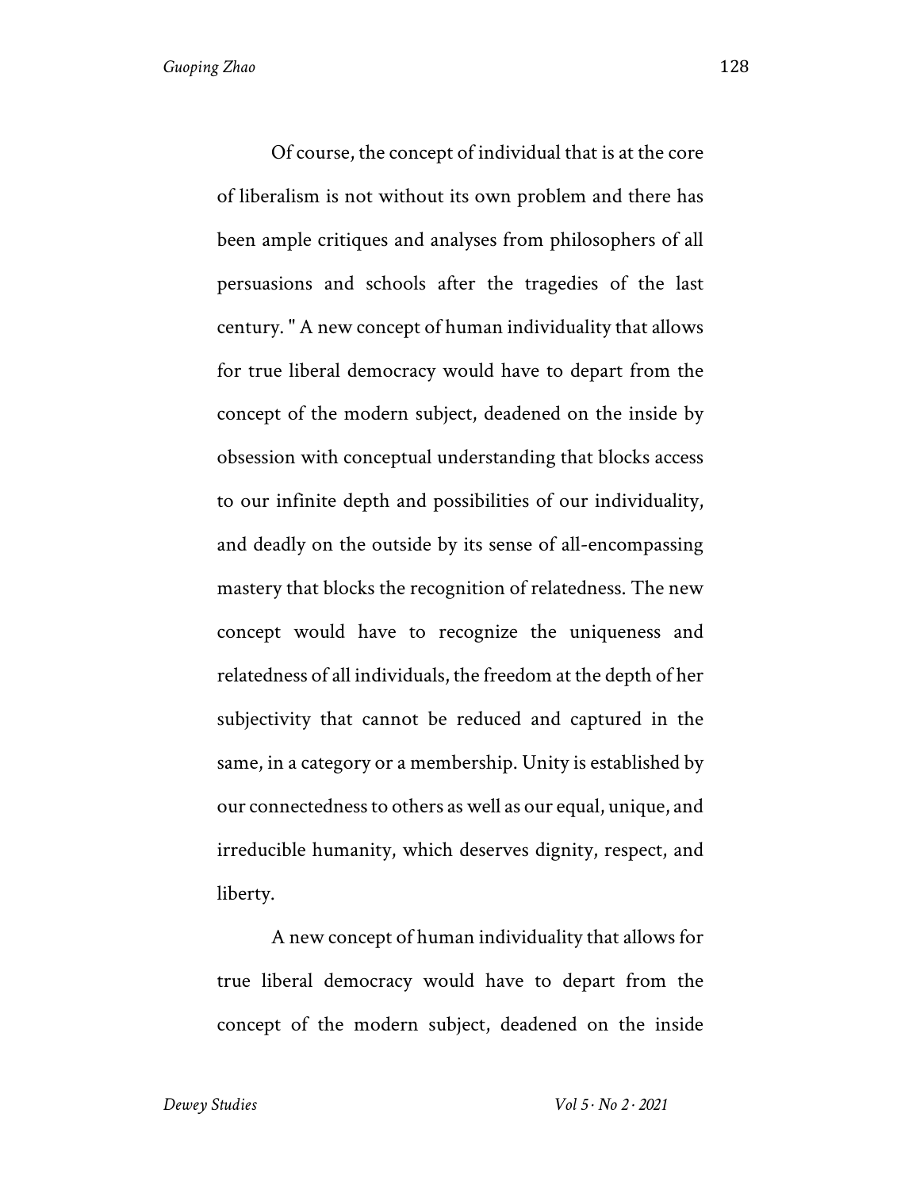Of course, the concept of individual that is at the core of liberalism is not without its own problem and there has been ample critiques and analyses from philosophers of all persuasions and schools after the tragedies of the last century. " A new concept of human individuality that allows for true liberal democracy would have to depart from the concept of the modern subject, deadened on the inside by obsession with conceptual understanding that blocks access to our infinite depth and possibilities of our individuality, and deadly on the outside by its sense of all-encompassing mastery that blocks the recognition of relatedness. The new concept would have to recognize the uniqueness and relatedness of all individuals, the freedom at the depth of her subjectivity that cannot be reduced and captured in the same, in a category or a membership. Unity is established by our connectedness to others as well as our equal, unique, and irreducible humanity, which deserves dignity, respect, and liberty.

A new concept of human individuality that allows for true liberal democracy would have to depart from the concept of the modern subject, deadened on the inside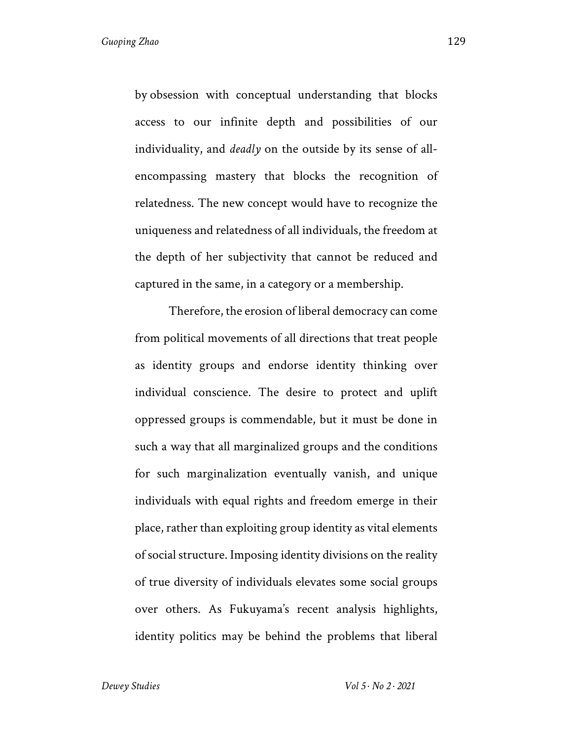by obsession with conceptual understanding that blocks access to our infinite depth and possibilities of our individuality, and *deadly* on the outside by its sense of all-encompassing mastery that blocks the recognition of relatedness. The new concept would have to recognize the uniqueness and relatedness of all individuals, the freedom at the depth of her subjectivity that cannot be reduced and captured in the same, in a category or a membership.

Therefore, the erosion of liberal democracy can come from political movements of all directions that treat people as identity groups and endorse identity thinking over individual conscience. The desire to protect and uplift oppressed groups is commendable, but it must be done in such a way that all marginalized groups and the conditions for such marginalization eventually vanish, and unique individuals with equal rights and freedom emerge in their place, rather than exploiting group identity as vital elements of social structure. Imposing identity divisions on the reality of true diversity of individuals elevates some social groups over others. As Fukuyama's recent analysis highlights, identity politics may be behind the problems that liberal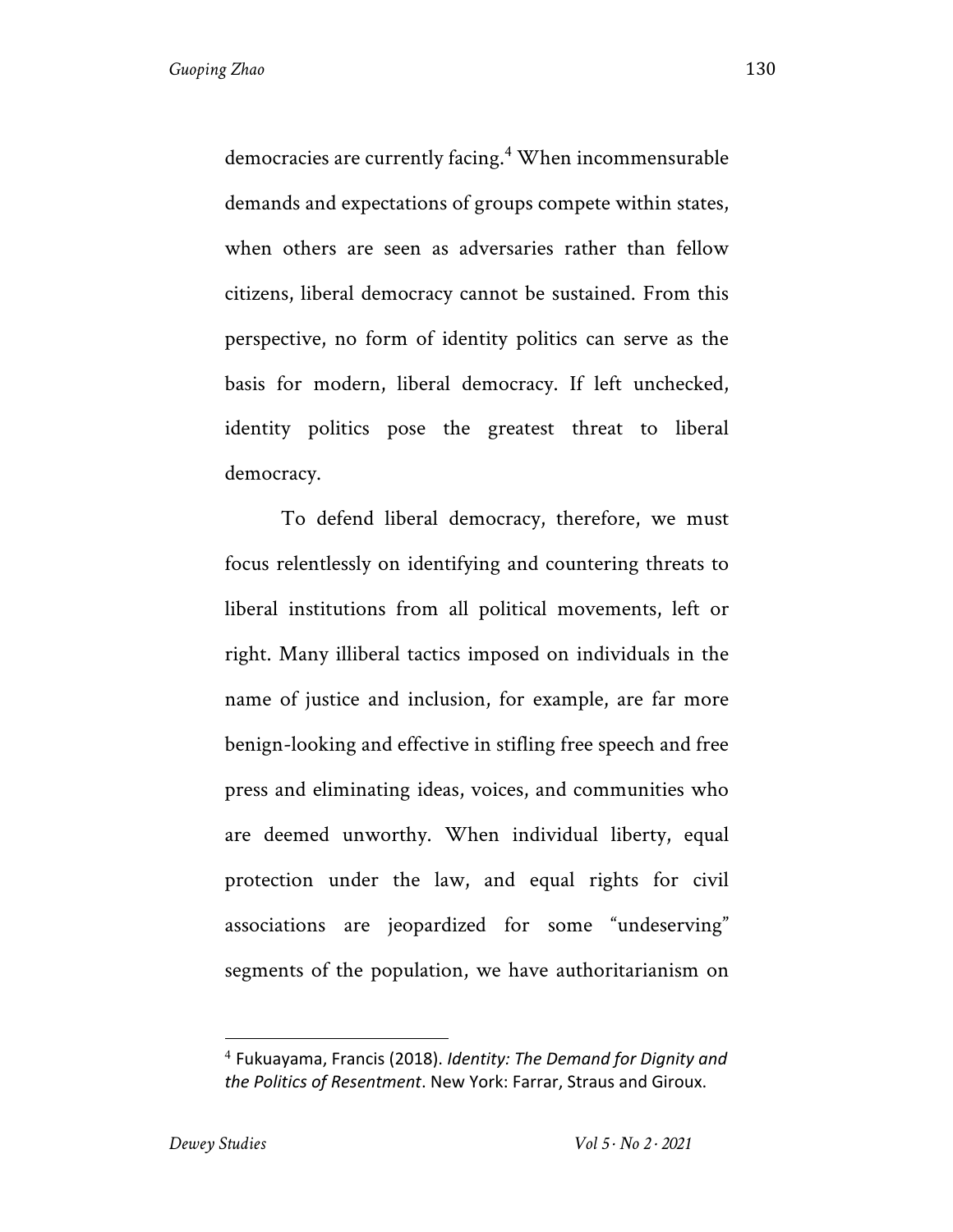democracies are currently facing.[4] When incommensurable demands and expectations of groups compete within states, when others are seen as adversaries rather than fellow citizens, liberal democracy cannot be sustained. From this perspective, no form of identity politics can serve as the basis for modern, liberal democracy. If left unchecked, identity politics pose the greatest threat to liberal democracy.

To defend liberal democracy, therefore, we must focus relentlessly on identifying and countering threats to liberal institutions from all political movements, left or right. Many illiberal tactics imposed on individuals in the name of justice and inclusion, for example, are far more benign-looking and effective in stifling free speech and free press and eliminating ideas, voices, and communities who are deemed unworthy. When individual liberty, equal protection under the law, and equal rights for civil associations are jeopardized for some "undeserving" segments of the population, we have authoritarianism on

---

[4] Fukuayama, Francis (2018). *Identity: The Demand for Dignity and the Politics of Resentment*. New York: Farrar, Straus and Giroux.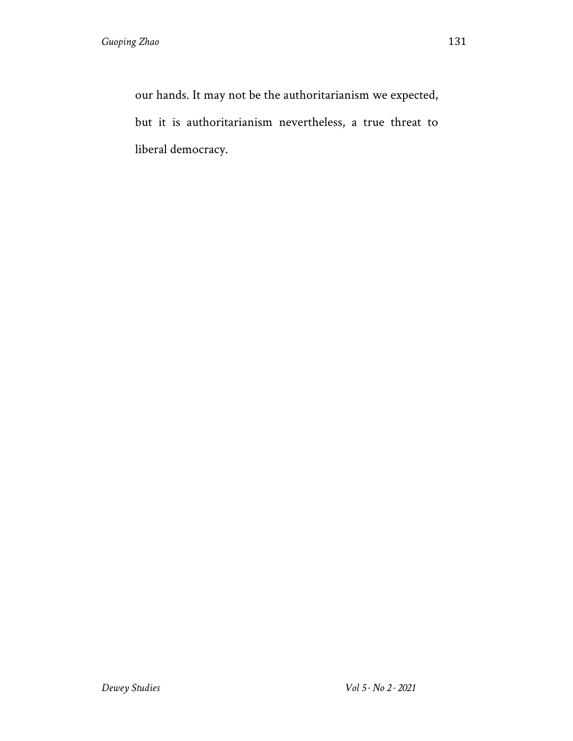our hands. It may not be the authoritarianism we expected, but it is authoritarianism nevertheless, a true threat to liberal democracy.